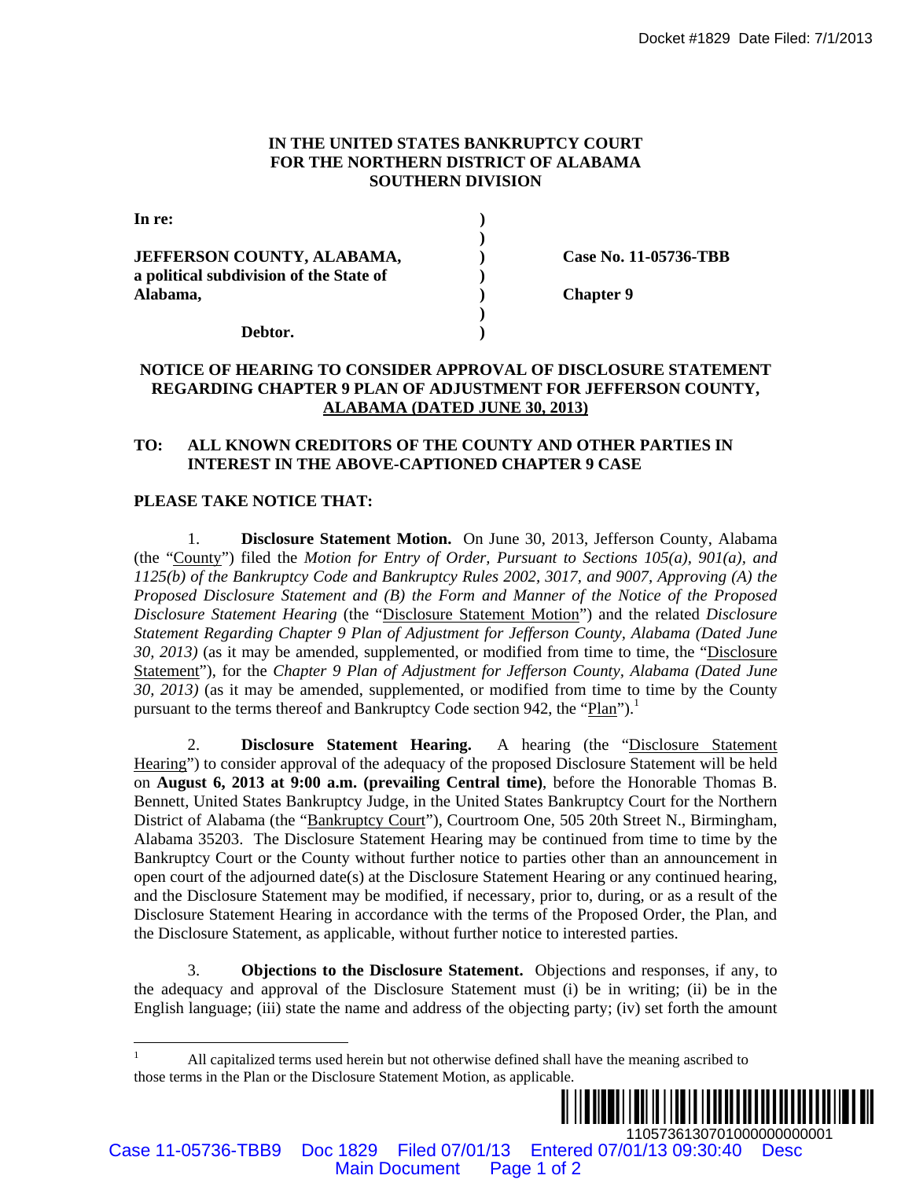**IN THE UNITED STATES BANKRUPTCY COURT**
**FOR THE NORTHERN DISTRICT OF ALABAMA**
**SOUTHERN DIVISION**

| | | |
|---|---|---|
| **In re:** | ) | |
| | ) | |
| **JEFFERSON COUNTY, ALABAMA,** | ) | **Case No. 11-05736-TBB** |
| **a political subdivision of the State of** | ) | |
| **Alabama,** | ) | **Chapter 9** |
| | ) | |
| **Debtor.** | ) | |

**NOTICE OF HEARING TO CONSIDER APPROVAL OF DISCLOSURE STATEMENT REGARDING CHAPTER 9 PLAN OF ADJUSTMENT FOR JEFFERSON COUNTY, ALABAMA (DATED JUNE 30, 2013)**

**TO: ALL KNOWN CREDITORS OF THE COUNTY AND OTHER PARTIES IN INTEREST IN THE ABOVE-CAPTIONED CHAPTER 9 CASE**

**PLEASE TAKE NOTICE THAT:**

1. **Disclosure Statement Motion.** On June 30, 2013, Jefferson County, Alabama (the "County") filed the *Motion for Entry of Order, Pursuant to Sections 105(a), 901(a), and 1125(b) of the Bankruptcy Code and Bankruptcy Rules 2002, 3017, and 9007, Approving (A) the Proposed Disclosure Statement and (B) the Form and Manner of the Notice of the Proposed Disclosure Statement Hearing* (the "Disclosure Statement Motion") and the related *Disclosure Statement Regarding Chapter 9 Plan of Adjustment for Jefferson County, Alabama (Dated June 30, 2013)* (as it may be amended, supplemented, or modified from time to time, the "Disclosure Statement"), for the *Chapter 9 Plan of Adjustment for Jefferson County, Alabama (Dated June 30, 2013)* (as it may be amended, supplemented, or modified from time to time by the County pursuant to the terms thereof and Bankruptcy Code section 942, the "Plan").[1]

2. **Disclosure Statement Hearing.** A hearing (the "Disclosure Statement Hearing") to consider approval of the adequacy of the proposed Disclosure Statement will be held on **August 6, 2013 at 9:00 a.m. (prevailing Central time)**, before the Honorable Thomas B. Bennett, United States Bankruptcy Judge, in the United States Bankruptcy Court for the Northern District of Alabama (the "Bankruptcy Court"), Courtroom One, 505 20th Street N., Birmingham, Alabama 35203. The Disclosure Statement Hearing may be continued from time to time by the Bankruptcy Court or the County without further notice to parties other than an announcement in open court of the adjourned date(s) at the Disclosure Statement Hearing or any continued hearing, and the Disclosure Statement may be modified, if necessary, prior to, during, or as a result of the Disclosure Statement Hearing in accordance with the terms of the Proposed Order, the Plan, and the Disclosure Statement, as applicable, without further notice to interested parties.

3. **Objections to the Disclosure Statement.** Objections and responses, if any, to the adequacy and approval of the Disclosure Statement must (i) be in writing; (ii) be in the English language; (iii) state the name and address of the objecting party; (iv) set forth the amount

---

[1] All capitalized terms used herein but not otherwise defined shall have the meaning ascribed to those terms in the Plan or the Disclosure Statement Motion, as applicable.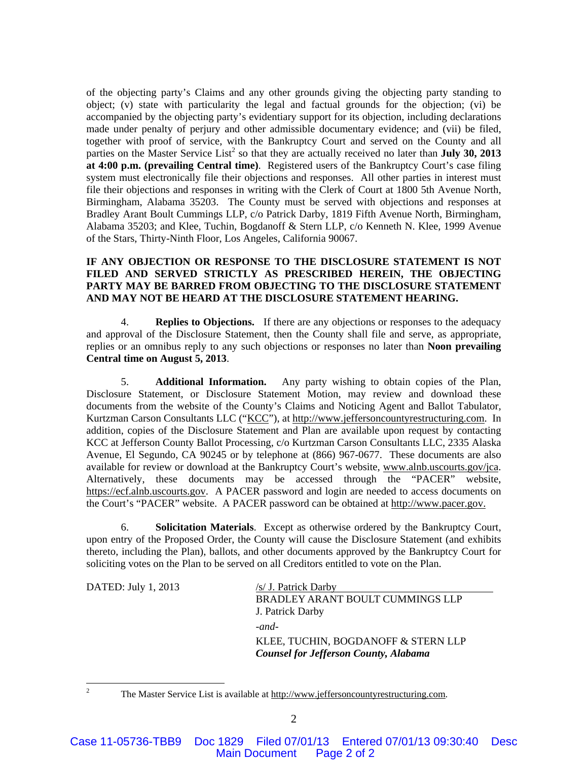of the objecting party's Claims and any other grounds giving the objecting party standing to object; (v) state with particularity the legal and factual grounds for the objection; (vi) be accompanied by the objecting party's evidentiary support for its objection, including declarations made under penalty of perjury and other admissible documentary evidence; and (vii) be filed, together with proof of service, with the Bankruptcy Court and served on the County and all parties on the Master Service List[2] so that they are actually received no later than **July 30, 2013 at 4:00 p.m. (prevailing Central time)**. Registered users of the Bankruptcy Court's case filing system must electronically file their objections and responses. All other parties in interest must file their objections and responses in writing with the Clerk of Court at 1800 5th Avenue North, Birmingham, Alabama 35203. The County must be served with objections and responses at Bradley Arant Boult Cummings LLP, c/o Patrick Darby, 1819 Fifth Avenue North, Birmingham, Alabama 35203; and Klee, Tuchin, Bogdanoff & Stern LLP, c/o Kenneth N. Klee, 1999 Avenue of the Stars, Thirty-Ninth Floor, Los Angeles, California 90067.

**IF ANY OBJECTION OR RESPONSE TO THE DISCLOSURE STATEMENT IS NOT FILED AND SERVED STRICTLY AS PRESCRIBED HEREIN, THE OBJECTING PARTY MAY BE BARRED FROM OBJECTING TO THE DISCLOSURE STATEMENT AND MAY NOT BE HEARD AT THE DISCLOSURE STATEMENT HEARING.**

4. **Replies to Objections.** If there are any objections or responses to the adequacy and approval of the Disclosure Statement, then the County shall file and serve, as appropriate, replies or an omnibus reply to any such objections or responses no later than **Noon prevailing Central time on August 5, 2013**.

5. **Additional Information.** Any party wishing to obtain copies of the Plan, Disclosure Statement, or Disclosure Statement Motion, may review and download these documents from the website of the County's Claims and Noticing Agent and Ballot Tabulator, Kurtzman Carson Consultants LLC ("KCC"), at http://www.jeffersoncountyrestructuring.com. In addition, copies of the Disclosure Statement and Plan are available upon request by contacting KCC at Jefferson County Ballot Processing, c/o Kurtzman Carson Consultants LLC, 2335 Alaska Avenue, El Segundo, CA 90245 or by telephone at (866) 967-0677. These documents are also available for review or download at the Bankruptcy Court's website, www.alnb.uscourts.gov/jca. Alternatively, these documents may be accessed through the "PACER" website, https://ecf.alnb.uscourts.gov. A PACER password and login are needed to access documents on the Court's "PACER" website. A PACER password can be obtained at http://www.pacer.gov.

6. **Solicitation Materials**. Except as otherwise ordered by the Bankruptcy Court, upon entry of the Proposed Order, the County will cause the Disclosure Statement (and exhibits thereto, including the Plan), ballots, and other documents approved by the Bankruptcy Court for soliciting votes on the Plan to be served on all Creditors entitled to vote on the Plan.

DATED: July 1, 2013

/s/ J. Patrick Darby
BRADLEY ARANT BOULT CUMMINGS LLP
J. Patrick Darby

*-and-*

KLEE, TUCHIN, BOGDANOFF & STERN LLP
***Counsel for Jefferson County, Alabama***

---

[2] The Master Service List is available at http://www.jeffersoncountyrestructuring.com.

Case 11-05736-TBB9 Doc 1829 Filed 07/01/13 Entered 07/01/13 09:30:40 Desc Main Document